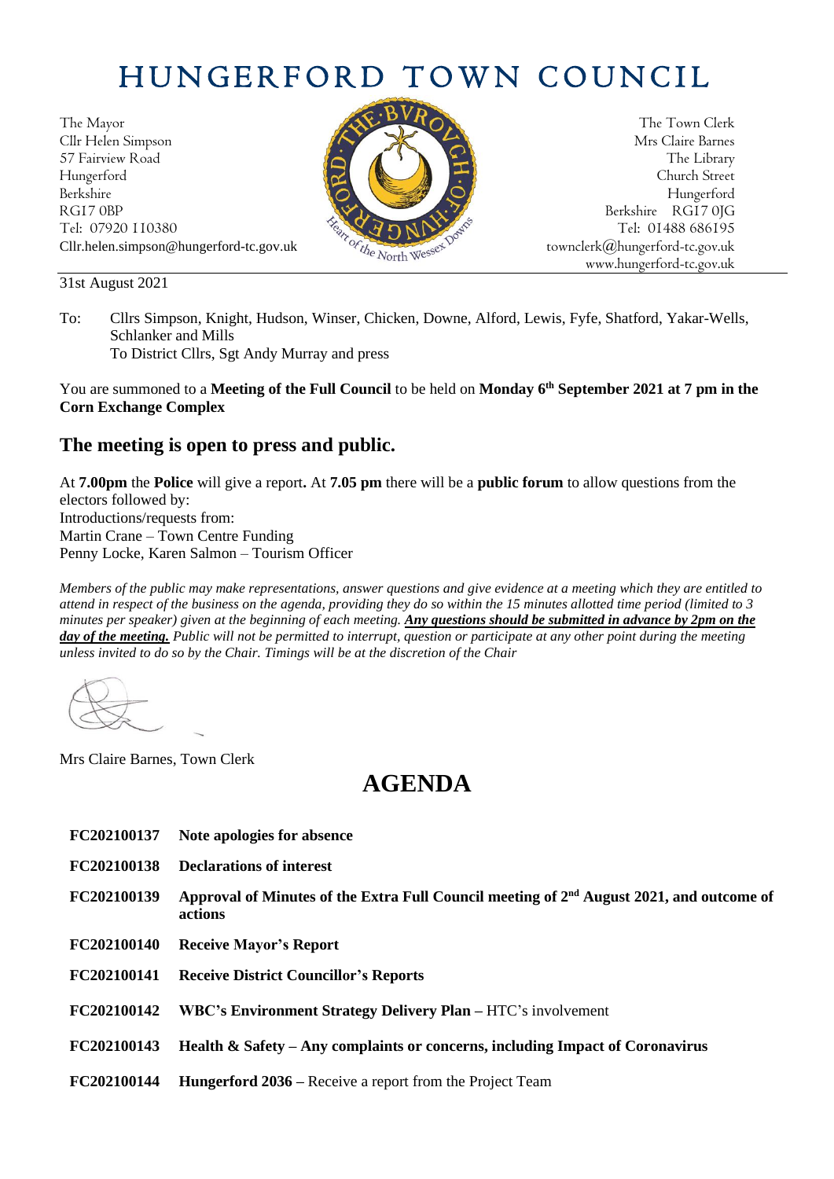# HUNGERFORD TOWN COUNCIL

The Mayor
Cllr Helen Simpson
57 Fairview Road
Hungerford
Berkshire
RG17 0BP
Tel: 07920 110380
Cllr.helen.simpson@hungerford-tc.gov.uk

The Town Clerk
Mrs Claire Barnes
The Library
Church Street
Hungerford
Berkshire RG17 0JG
Tel: 01488 686195
townclerk@hungerford-tc.gov.uk
www.hungerford-tc.gov.uk

31st August 2021

To: Cllrs Simpson, Knight, Hudson, Winser, Chicken, Downe, Alford, Lewis, Fyfe, Shatford, Yakar-Wells, Schlanker and Mills
To District Cllrs, Sgt Andy Murray and press

You are summoned to a **Meeting of the Full Council** to be held on **Monday 6th September 2021 at 7 pm in the Corn Exchange Complex**

## The meeting is open to press and public.

At **7.00pm** the **Police** will give a report**.** At **7.05 pm** there will be a **public forum** to allow questions from the electors followed by:
Introductions/requests from:
Martin Crane – Town Centre Funding
Penny Locke, Karen Salmon – Tourism Officer

*Members of the public may make representations, answer questions and give evidence at a meeting which they are entitled to attend in respect of the business on the agenda, providing they do so within the 15 minutes allotted time period (limited to 3 minutes per speaker) given at the beginning of each meeting.* ***Any questions should be submitted in advance by 2pm on the day of the meeting.*** *Public will not be permitted to interrupt, question or participate at any other point during the meeting unless invited to do so by the Chair. Timings will be at the discretion of the Chair*

Mrs Claire Barnes, Town Clerk

# AGENDA

| | |
|---|---|
| **FC202100137** | **Note apologies for absence** |
| **FC202100138** | **Declarations of interest** |
| **FC202100139** | **Approval of Minutes of the Extra Full Council meeting of 2nd August 2021, and outcome of actions** |
| **FC202100140** | **Receive Mayor's Report** |
| **FC202100141** | **Receive District Councillor's Reports** |
| **FC202100142** | **WBC's Environment Strategy Delivery Plan** – HTC's involvement |
| **FC202100143** | **Health & Safety – Any complaints or concerns, including Impact of Coronavirus** |
| **FC202100144** | **Hungerford 2036** – Receive a report from the Project Team |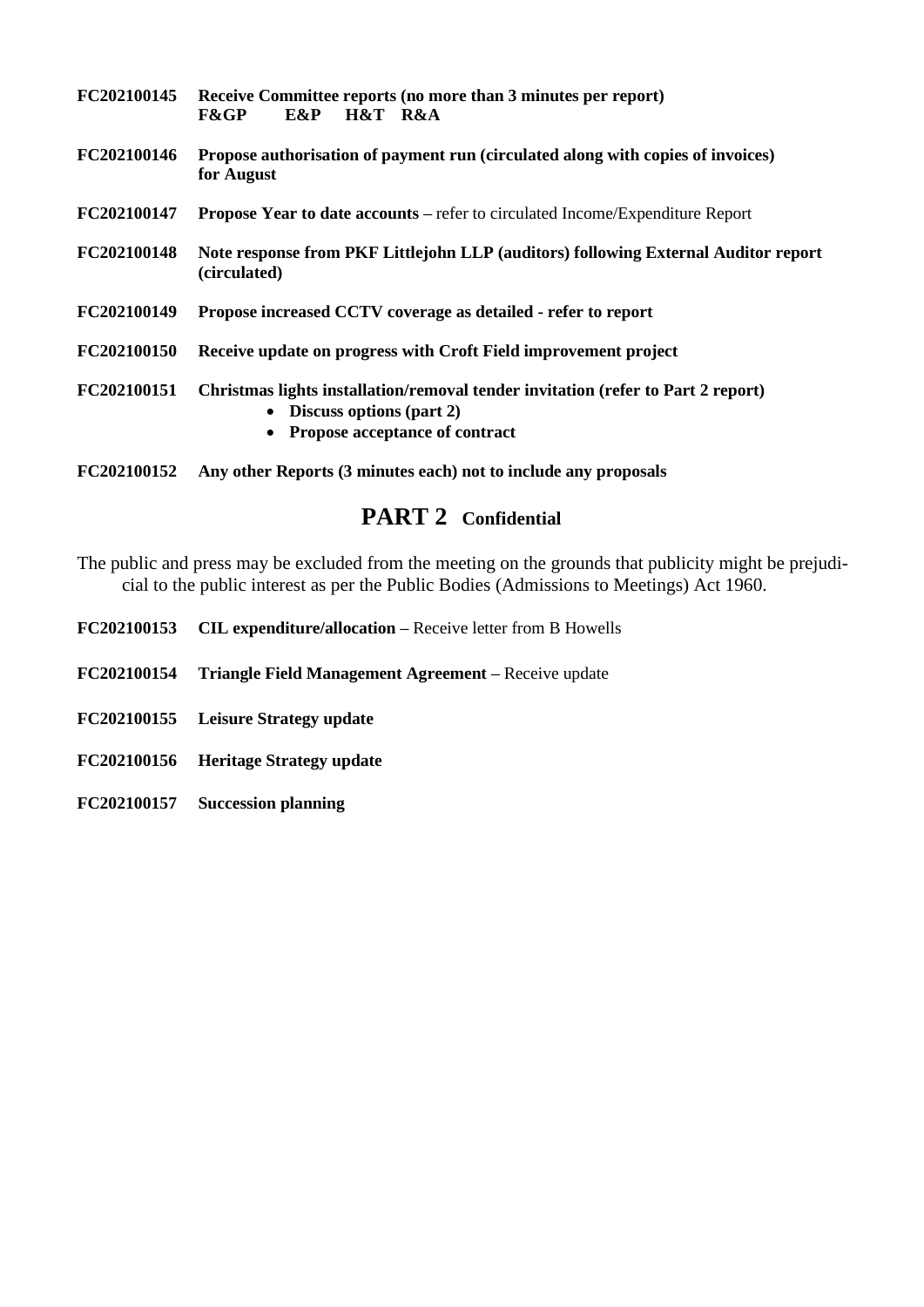**FC202100145** **Receive Committee reports (no more than 3 minutes per report)**
**F&GP E&P H&T R&A**

**FC202100146** **Propose authorisation of payment run (circulated along with copies of invoices) for August**

**FC202100147** **Propose Year to date accounts** – refer to circulated Income/Expenditure Report

**FC202100148** **Note response from PKF Littlejohn LLP (auditors) following External Auditor report (circulated)**

**FC202100149** **Propose increased CCTV coverage as detailed - refer to report**

**FC202100150** **Receive update on progress with Croft Field improvement project**

**FC202100151** **Christmas lights installation/removal tender invitation (refer to Part 2 report)**

- **Discuss options (part 2)**
- **Propose acceptance of contract**

**FC202100152** **Any other Reports (3 minutes each) not to include any proposals**

## PART 2 Confidential

The public and press may be excluded from the meeting on the grounds that publicity might be prejudicial to the public interest as per the Public Bodies (Admissions to Meetings) Act 1960.

**FC202100153** **CIL expenditure/allocation** – Receive letter from B Howells

**FC202100154** **Triangle Field Management Agreement** – Receive update

**FC202100155** **Leisure Strategy update**

**FC202100156** **Heritage Strategy update**

**FC202100157** **Succession planning**